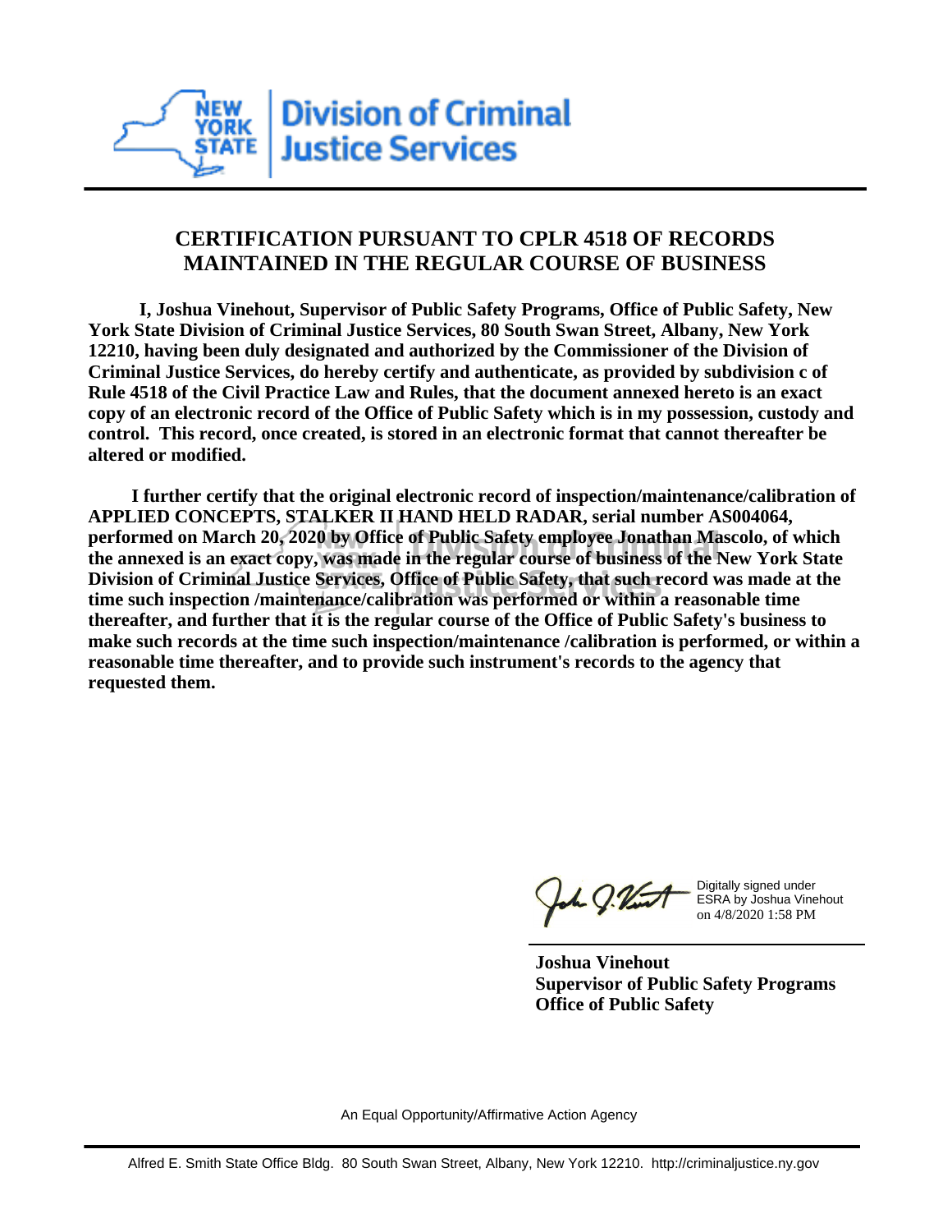**Division of Criminal Justice Services**

## CERTIFICATION PURSUANT TO CPLR 4518 OF RECORDS MAINTAINED IN THE REGULAR COURSE OF BUSINESS

**I, Joshua Vinehout, Supervisor of Public Safety Programs, Office of Public Safety, New York State Division of Criminal Justice Services, 80 South Swan Street, Albany, New York 12210, having been duly designated and authorized by the Commissioner of the Division of Criminal Justice Services, do hereby certify and authenticate, as provided by subdivision c of Rule 4518 of the Civil Practice Law and Rules, that the document annexed hereto is an exact copy of an electronic record of the Office of Public Safety which is in my possession, custody and control. This record, once created, is stored in an electronic format that cannot thereafter be altered or modified.**

**I further certify that the original electronic record of inspection/maintenance/calibration of APPLIED CONCEPTS, STALKER II HAND HELD RADAR, serial number AS004064, performed on March 20, 2020 by Office of Public Safety employee Jonathan Mascolo, of which the annexed is an exact copy, was made in the regular course of business of the New York State Division of Criminal Justice Services, Office of Public Safety, that such record was made at the time such inspection /maintenance/calibration was performed or within a reasonable time thereafter, and further that it is the regular course of the Office of Public Safety's business to make such records at the time such inspection/maintenance /calibration is performed, or within a reasonable time thereafter, and to provide such instrument's records to the agency that requested them.**

Digitally signed under ESRA by Joshua Vinehout on 4/8/2020 1:58 PM

**Joshua Vinehout**
**Supervisor of Public Safety Programs**
**Office of Public Safety**

An Equal Opportunity/Affirmative Action Agency

Alfred E. Smith State Office Bldg. 80 South Swan Street, Albany, New York 12210. http://criminaljustice.ny.gov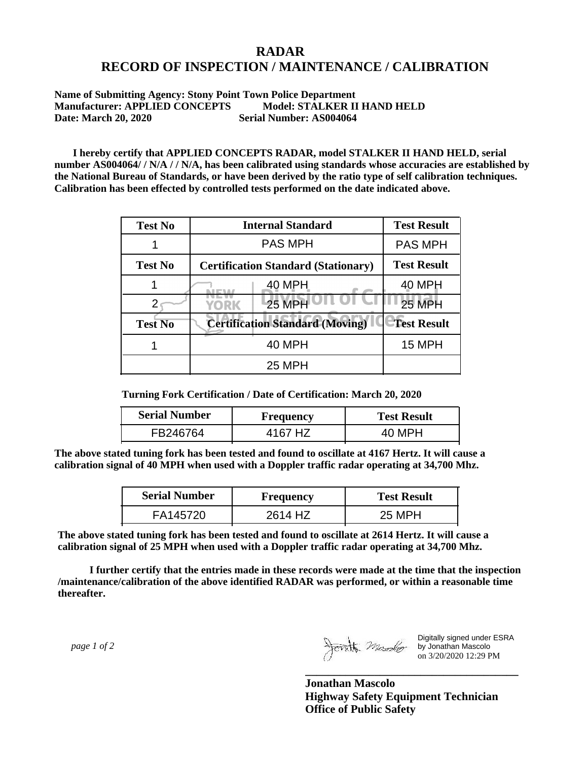# RADAR
# RECORD OF INSPECTION / MAINTENANCE / CALIBRATION

**Name of Submitting Agency: Stony Point Town Police Department**
**Manufacturer: APPLIED CONCEPTS Model: STALKER II HAND HELD**
**Date: March 20, 2020 Serial Number: AS004064**

**I hereby certify that APPLIED CONCEPTS RADAR, model STALKER II HAND HELD, serial number AS004064/ / N/A / / N/A, has been calibrated using standards whose accuracies are established by the National Bureau of Standards, or have been derived by the ratio type of self calibration techniques. Calibration has been effected by controlled tests performed on the date indicated above.**

| Test No | Internal Standard | Test Result |
|---|---|---|
| 1 | PAS MPH | PAS MPH |
| **Test No** | **Certification Standard (Stationary)** | **Test Result** |
| 1 | 40 MPH | 40 MPH |
| 2 | 25 MPH | 25 MPH |
| **Test No** | **Certification Standard (Moving)** | **Test Result** |
| 1 | 40 MPH | 15 MPH |
| | 25 MPH | |

**Turning Fork Certification / Date of Certification: March 20, 2020**

| Serial Number | Frequency | Test Result |
|---|---|---|
| FB246764 | 4167 HZ | 40 MPH |

**The above stated tuning fork has been tested and found to oscillate at 4167 Hertz. It will cause a calibration signal of 40 MPH when used with a Doppler traffic radar operating at 34,700 Mhz.**

| Serial Number | Frequency | Test Result |
|---|---|---|
| FA145720 | 2614 HZ | 25 MPH |

**The above stated tuning fork has been tested and found to oscillate at 2614 Hertz. It will cause a calibration signal of 25 MPH when used with a Doppler traffic radar operating at 34,700 Mhz.**

**I further certify that the entries made in these records were made at the time that the inspection /maintenance/calibration of the above identified RADAR was performed, or within a reasonable time thereafter.**

Digitally signed under ESRA by Jonathan Mascolo on 3/20/2020 12:29 PM

**Jonathan Mascolo**
**Highway Safety Equipment Technician**
**Office of Public Safety**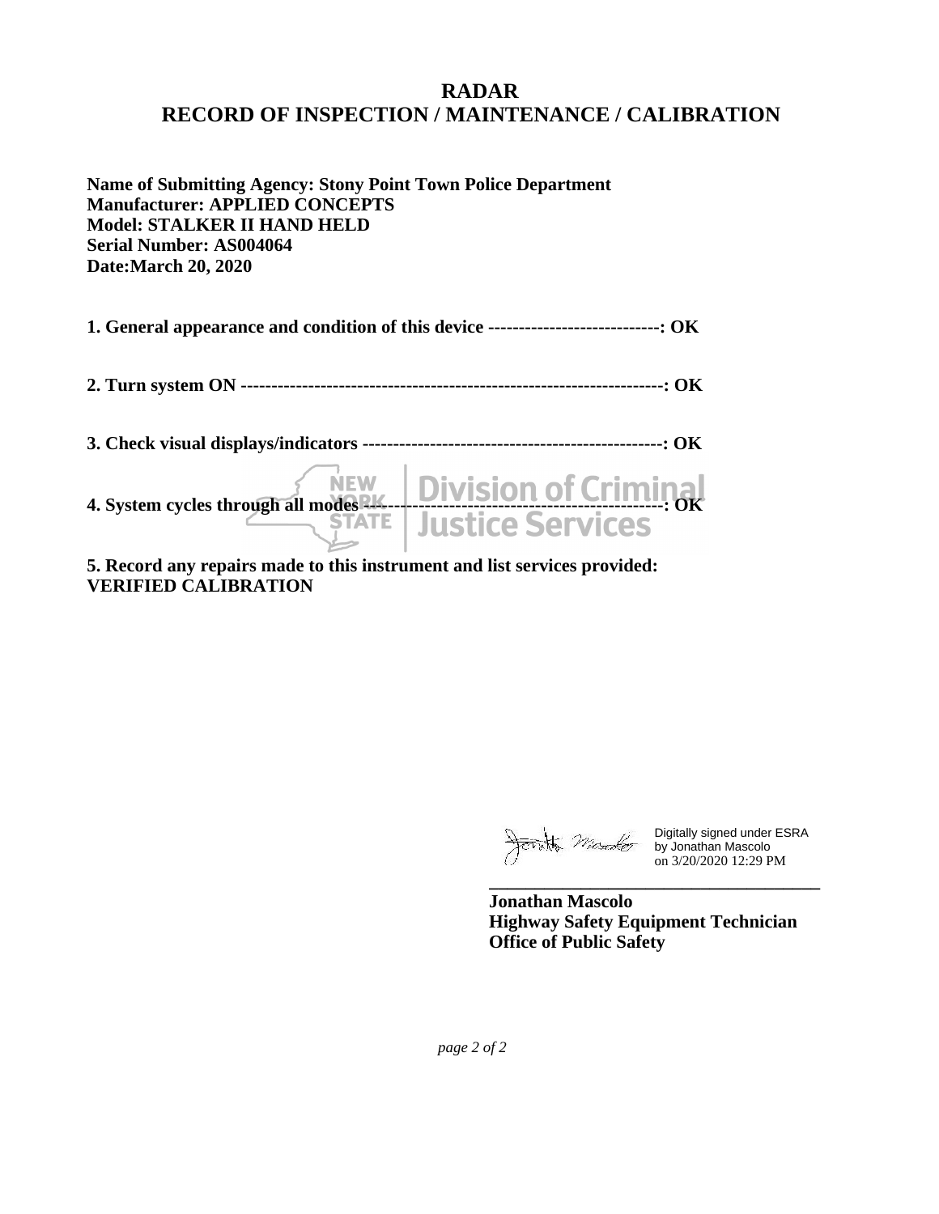# RADAR
## RECORD OF INSPECTION / MAINTENANCE / CALIBRATION

**Name of Submitting Agency: Stony Point Town Police Department**
**Manufacturer: APPLIED CONCEPTS**
**Model: STALKER II HAND HELD**
**Serial Number: AS004064**
**Date:March 20, 2020**

**1. General appearance and condition of this device ----------------------------: OK**

**2. Turn system ON -------------------------------------------------------------------: OK**

**3. Check visual displays/indicators -------------------------------------------------: OK**

**4. System cycles through all modes -------------------------------------------------: OK**

**5. Record any repairs made to this instrument and list services provided:**
**VERIFIED CALIBRATION**

Digitally signed under ESRA
by Jonathan Mascolo
on 3/20/2020 12:29 PM

**Jonathan Mascolo**
**Highway Safety Equipment Technician**
**Office of Public Safety**